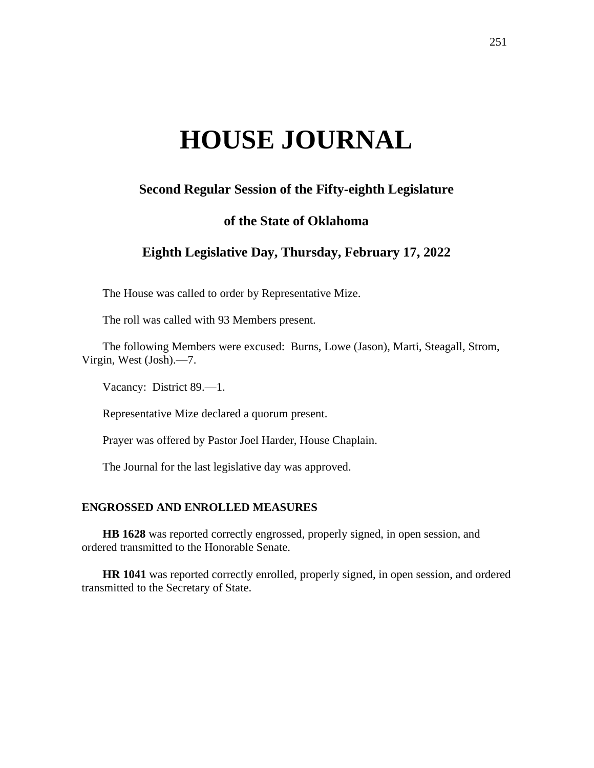# HOUSE JOURNAL

## Second Regular Session of the Fifty-eighth Legislature

## of the State of Oklahoma

## Eighth Legislative Day, Thursday, February 17, 2022

The House was called to order by Representative Mize.

The roll was called with 93 Members present.

The following Members were excused: Burns, Lowe (Jason), Marti, Steagall, Strom, Virgin, West (Josh).—7.

Vacancy: District 89.—1.

Representative Mize declared a quorum present.

Prayer was offered by Pastor Joel Harder, House Chaplain.

The Journal for the last legislative day was approved.

### ENGROSSED AND ENROLLED MEASURES

**HB 1628** was reported correctly engrossed, properly signed, in open session, and ordered transmitted to the Honorable Senate.

**HR 1041** was reported correctly enrolled, properly signed, in open session, and ordered transmitted to the Secretary of State.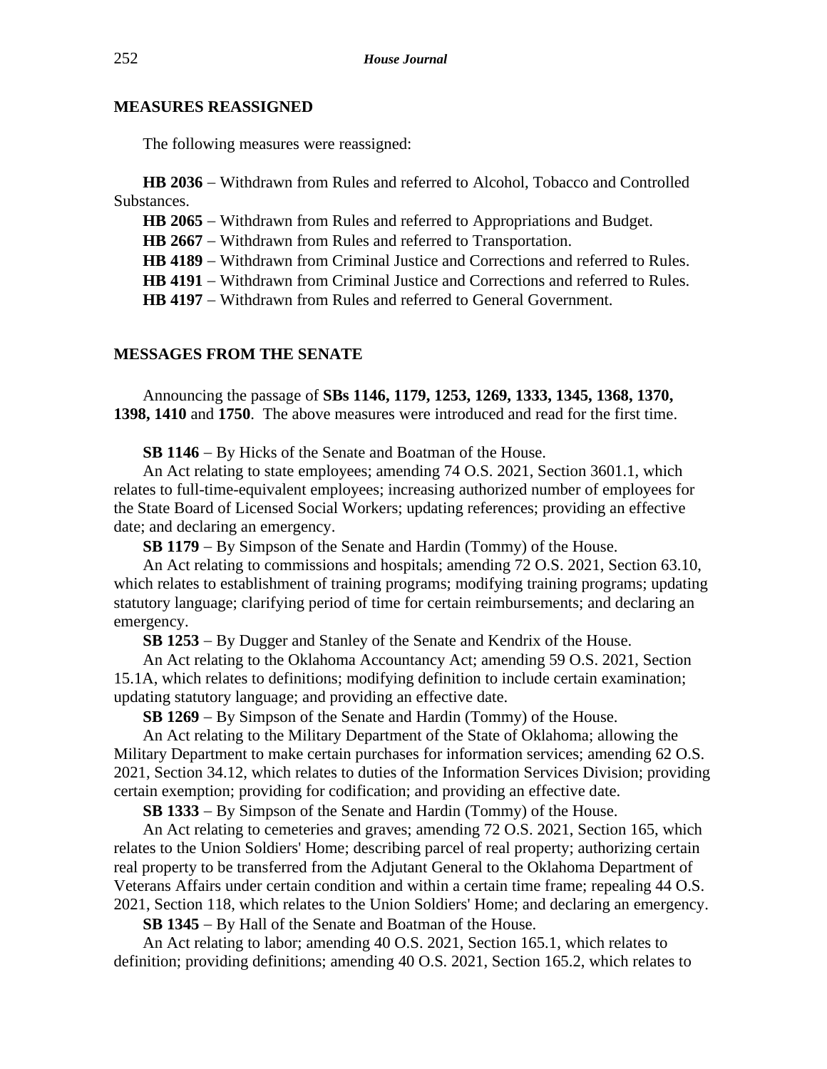## MEASURES REASSIGNED

The following measures were reassigned:

**HB 2036** – Withdrawn from Rules and referred to Alcohol, Tobacco and Controlled Substances.

**HB 2065** – Withdrawn from Rules and referred to Appropriations and Budget.

**HB 2667** – Withdrawn from Rules and referred to Transportation.

**HB 4189** – Withdrawn from Criminal Justice and Corrections and referred to Rules.

**HB 4191** – Withdrawn from Criminal Justice and Corrections and referred to Rules.

**HB 4197** – Withdrawn from Rules and referred to General Government.

## MESSAGES FROM THE SENATE

Announcing the passage of **SBs 1146, 1179, 1253, 1269, 1333, 1345, 1368, 1370, 1398, 1410** and **1750**. The above measures were introduced and read for the first time.

**SB 1146** – By Hicks of the Senate and Boatman of the House.

An Act relating to state employees; amending 74 O.S. 2021, Section 3601.1, which relates to full-time-equivalent employees; increasing authorized number of employees for the State Board of Licensed Social Workers; updating references; providing an effective date; and declaring an emergency.

**SB 1179** – By Simpson of the Senate and Hardin (Tommy) of the House.

An Act relating to commissions and hospitals; amending 72 O.S. 2021, Section 63.10, which relates to establishment of training programs; modifying training programs; updating statutory language; clarifying period of time for certain reimbursements; and declaring an emergency.

**SB 1253** – By Dugger and Stanley of the Senate and Kendrix of the House.

An Act relating to the Oklahoma Accountancy Act; amending 59 O.S. 2021, Section 15.1A, which relates to definitions; modifying definition to include certain examination; updating statutory language; and providing an effective date.

**SB 1269** – By Simpson of the Senate and Hardin (Tommy) of the House.

An Act relating to the Military Department of the State of Oklahoma; allowing the Military Department to make certain purchases for information services; amending 62 O.S. 2021, Section 34.12, which relates to duties of the Information Services Division; providing certain exemption; providing for codification; and providing an effective date.

**SB 1333** – By Simpson of the Senate and Hardin (Tommy) of the House.

An Act relating to cemeteries and graves; amending 72 O.S. 2021, Section 165, which relates to the Union Soldiers' Home; describing parcel of real property; authorizing certain real property to be transferred from the Adjutant General to the Oklahoma Department of Veterans Affairs under certain condition and within a certain time frame; repealing 44 O.S. 2021, Section 118, which relates to the Union Soldiers' Home; and declaring an emergency.

**SB 1345** – By Hall of the Senate and Boatman of the House.

An Act relating to labor; amending 40 O.S. 2021, Section 165.1, which relates to definition; providing definitions; amending 40 O.S. 2021, Section 165.2, which relates to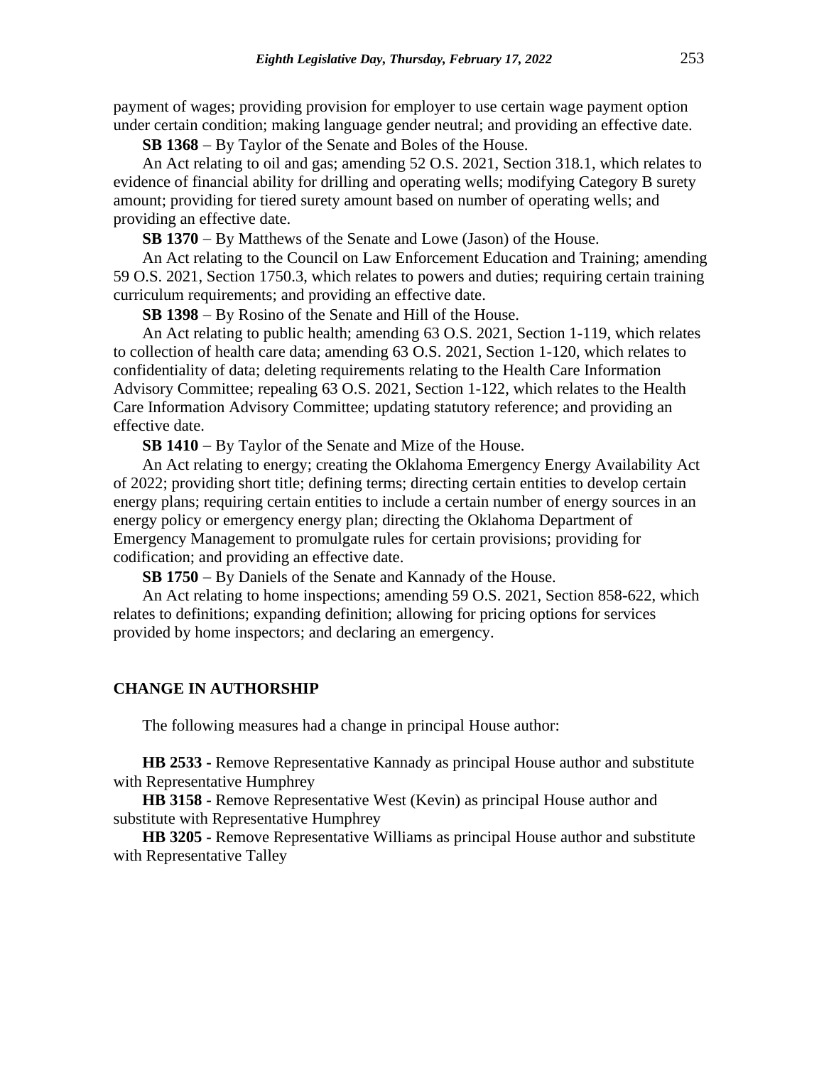payment of wages; providing provision for employer to use certain wage payment option under certain condition; making language gender neutral; and providing an effective date.

**SB 1368** – By Taylor of the Senate and Boles of the House.

An Act relating to oil and gas; amending 52 O.S. 2021, Section 318.1, which relates to evidence of financial ability for drilling and operating wells; modifying Category B surety amount; providing for tiered surety amount based on number of operating wells; and providing an effective date.

**SB 1370** – By Matthews of the Senate and Lowe (Jason) of the House.

An Act relating to the Council on Law Enforcement Education and Training; amending 59 O.S. 2021, Section 1750.3, which relates to powers and duties; requiring certain training curriculum requirements; and providing an effective date.

**SB 1398** – By Rosino of the Senate and Hill of the House.

An Act relating to public health; amending 63 O.S. 2021, Section 1-119, which relates to collection of health care data; amending 63 O.S. 2021, Section 1-120, which relates to confidentiality of data; deleting requirements relating to the Health Care Information Advisory Committee; repealing 63 O.S. 2021, Section 1-122, which relates to the Health Care Information Advisory Committee; updating statutory reference; and providing an effective date.

**SB 1410** – By Taylor of the Senate and Mize of the House.

An Act relating to energy; creating the Oklahoma Emergency Energy Availability Act of 2022; providing short title; defining terms; directing certain entities to develop certain energy plans; requiring certain entities to include a certain number of energy sources in an energy policy or emergency energy plan; directing the Oklahoma Department of Emergency Management to promulgate rules for certain provisions; providing for codification; and providing an effective date.

**SB 1750** – By Daniels of the Senate and Kannady of the House.

An Act relating to home inspections; amending 59 O.S. 2021, Section 858-622, which relates to definitions; expanding definition; allowing for pricing options for services provided by home inspectors; and declaring an emergency.

## CHANGE IN AUTHORSHIP

The following measures had a change in principal House author:

**HB 2533 -** Remove Representative Kannady as principal House author and substitute with Representative Humphrey

**HB 3158 -** Remove Representative West (Kevin) as principal House author and substitute with Representative Humphrey

**HB 3205 -** Remove Representative Williams as principal House author and substitute with Representative Talley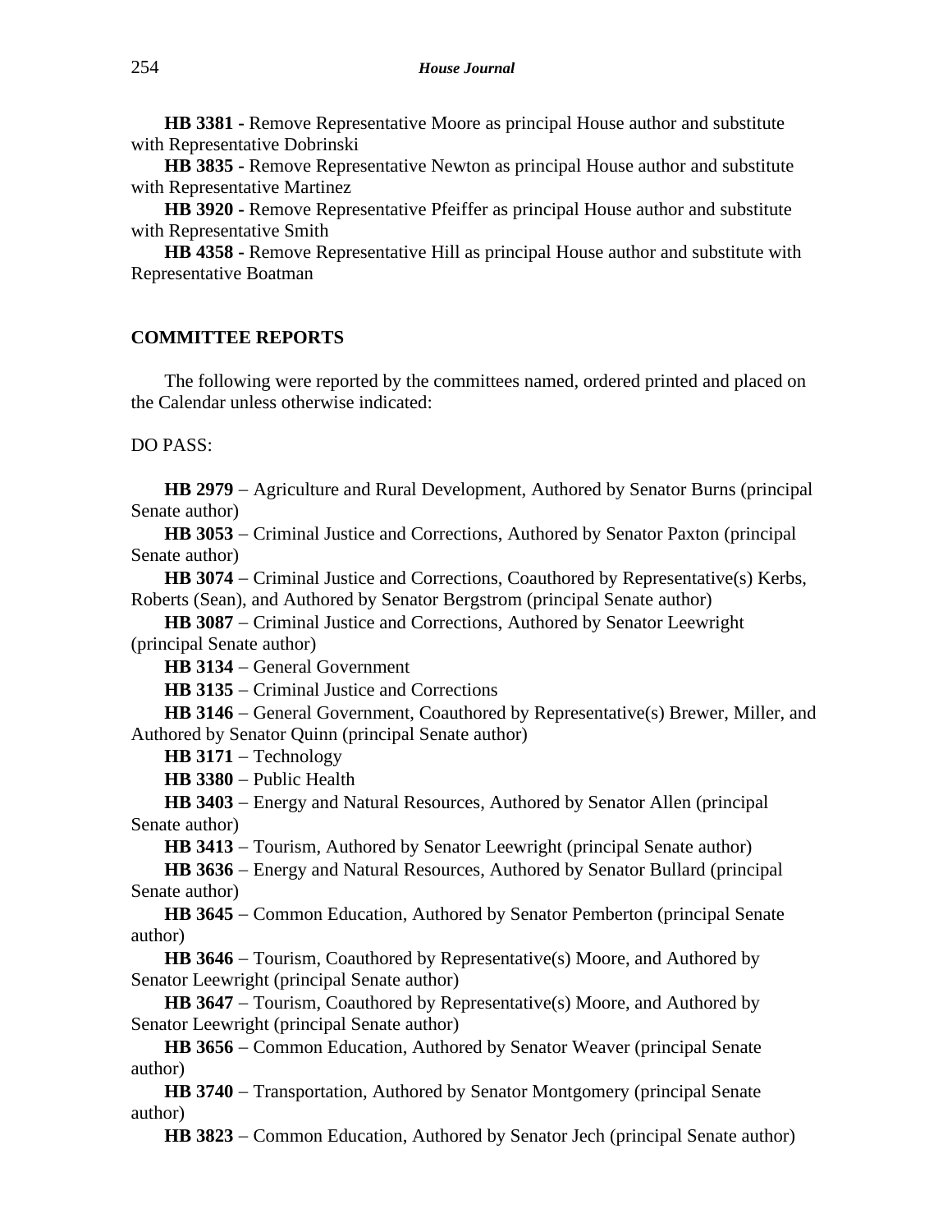**HB 3381 -** Remove Representative Moore as principal House author and substitute with Representative Dobrinski

**HB 3835 -** Remove Representative Newton as principal House author and substitute with Representative Martinez

**HB 3920 -** Remove Representative Pfeiffer as principal House author and substitute with Representative Smith

**HB 4358 -** Remove Representative Hill as principal House author and substitute with Representative Boatman

## COMMITTEE REPORTS

The following were reported by the committees named, ordered printed and placed on the Calendar unless otherwise indicated:

DO PASS:

**HB 2979** – Agriculture and Rural Development, Authored by Senator Burns (principal Senate author)

**HB 3053** – Criminal Justice and Corrections, Authored by Senator Paxton (principal Senate author)

**HB 3074** – Criminal Justice and Corrections, Coauthored by Representative(s) Kerbs, Roberts (Sean), and Authored by Senator Bergstrom (principal Senate author)

**HB 3087** – Criminal Justice and Corrections, Authored by Senator Leewright (principal Senate author)

**HB 3134** – General Government

**HB 3135** – Criminal Justice and Corrections

**HB 3146** – General Government, Coauthored by Representative(s) Brewer, Miller, and Authored by Senator Quinn (principal Senate author)

**HB 3171** – Technology

**HB 3380** – Public Health

**HB 3403** – Energy and Natural Resources, Authored by Senator Allen (principal Senate author)

**HB 3413** – Tourism, Authored by Senator Leewright (principal Senate author)

**HB 3636** – Energy and Natural Resources, Authored by Senator Bullard (principal Senate author)

**HB 3645** – Common Education, Authored by Senator Pemberton (principal Senate author)

**HB 3646** – Tourism, Coauthored by Representative(s) Moore, and Authored by Senator Leewright (principal Senate author)

**HB 3647** – Tourism, Coauthored by Representative(s) Moore, and Authored by Senator Leewright (principal Senate author)

**HB 3656** – Common Education, Authored by Senator Weaver (principal Senate author)

**HB 3740** – Transportation, Authored by Senator Montgomery (principal Senate author)

**HB 3823** – Common Education, Authored by Senator Jech (principal Senate author)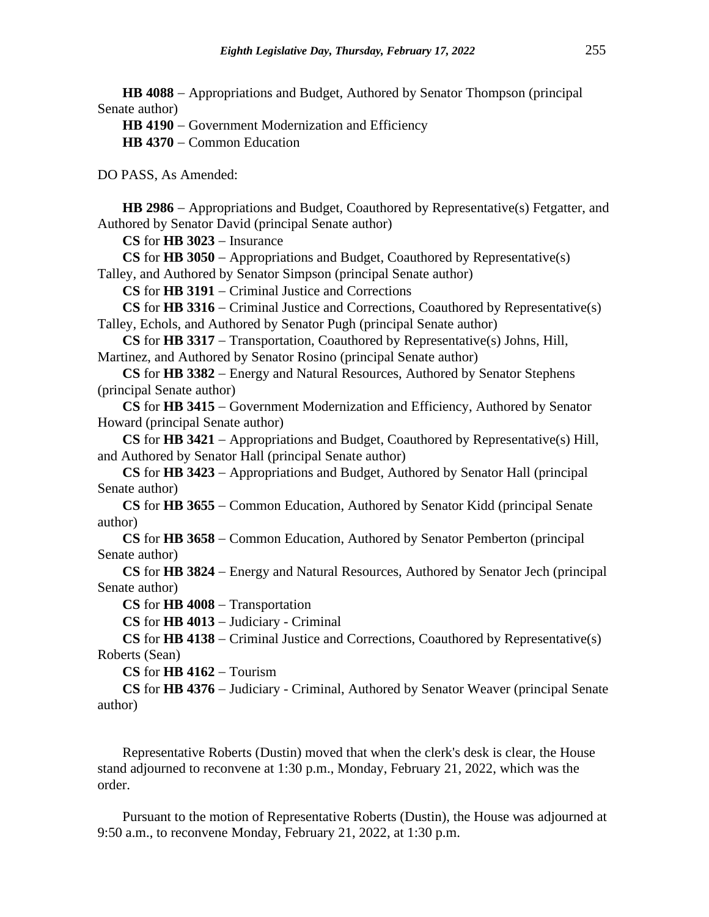**HB 4088** − Appropriations and Budget, Authored by Senator Thompson (principal Senate author)

**HB 4190** − Government Modernization and Efficiency

**HB 4370** − Common Education

DO PASS, As Amended:

**HB 2986** − Appropriations and Budget, Coauthored by Representative(s) Fetgatter, and Authored by Senator David (principal Senate author)

**CS** for **HB 3023** − Insurance

**CS** for **HB 3050** − Appropriations and Budget, Coauthored by Representative(s) Talley, and Authored by Senator Simpson (principal Senate author)

**CS** for **HB 3191** − Criminal Justice and Corrections

**CS** for **HB 3316** − Criminal Justice and Corrections, Coauthored by Representative(s) Talley, Echols, and Authored by Senator Pugh (principal Senate author)

**CS** for **HB 3317** − Transportation, Coauthored by Representative(s) Johns, Hill, Martinez, and Authored by Senator Rosino (principal Senate author)

**CS** for **HB 3382** − Energy and Natural Resources, Authored by Senator Stephens (principal Senate author)

**CS** for **HB 3415** − Government Modernization and Efficiency, Authored by Senator Howard (principal Senate author)

**CS** for **HB 3421** − Appropriations and Budget, Coauthored by Representative(s) Hill, and Authored by Senator Hall (principal Senate author)

**CS** for **HB 3423** − Appropriations and Budget, Authored by Senator Hall (principal Senate author)

**CS** for **HB 3655** − Common Education, Authored by Senator Kidd (principal Senate author)

**CS** for **HB 3658** − Common Education, Authored by Senator Pemberton (principal Senate author)

**CS** for **HB 3824** − Energy and Natural Resources, Authored by Senator Jech (principal Senate author)

**CS** for **HB 4008** − Transportation

**CS** for **HB 4013** − Judiciary - Criminal

**CS** for **HB 4138** − Criminal Justice and Corrections, Coauthored by Representative(s) Roberts (Sean)

**CS** for **HB 4162** − Tourism

**CS** for **HB 4376** − Judiciary - Criminal, Authored by Senator Weaver (principal Senate author)

Representative Roberts (Dustin) moved that when the clerk's desk is clear, the House stand adjourned to reconvene at 1:30 p.m., Monday, February 21, 2022, which was the order.

Pursuant to the motion of Representative Roberts (Dustin), the House was adjourned at 9:50 a.m., to reconvene Monday, February 21, 2022, at 1:30 p.m.